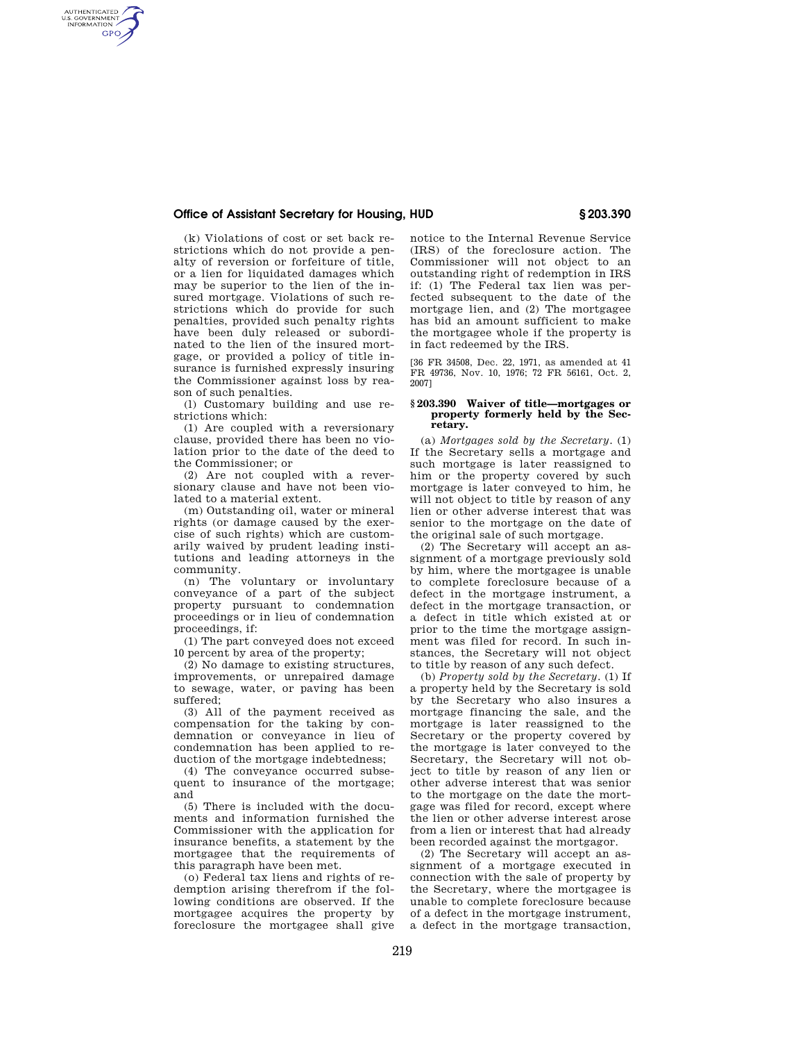(k) Violations of cost or set back restrictions which do not provide a penalty of reversion or forfeiture of title, or a lien for liquidated damages which may be superior to the lien of the insured mortgage. Violations of such restrictions which do provide for such penalties, provided such penalty rights have been duly released or subordinated to the lien of the insured mortgage, or provided a policy of title insurance is furnished expressly insuring the Commissioner against loss by reason of such penalties.

(l) Customary building and use restrictions which:

(1) Are coupled with a reversionary clause, provided there has been no violation prior to the date of the deed to the Commissioner; or

(2) Are not coupled with a reversionary clause and have not been violated to a material extent.

(m) Outstanding oil, water or mineral rights (or damage caused by the exercise of such rights) which are customarily waived by prudent leading institutions and leading attorneys in the community.

(n) The voluntary or involuntary conveyance of a part of the subject property pursuant to condemnation proceedings or in lieu of condemnation proceedings, if:

(1) The part conveyed does not exceed 10 percent by area of the property;

(2) No damage to existing structures, improvements, or unrepaired damage to sewage, water, or paving has been suffered;

(3) All of the payment received as compensation for the taking by condemnation or conveyance in lieu of condemnation has been applied to reduction of the mortgage indebtedness;

(4) The conveyance occurred subsequent to insurance of the mortgage; and

(5) There is included with the documents and information furnished the Commissioner with the application for insurance benefits, a statement by the mortgagee that the requirements of this paragraph have been met.

(o) Federal tax liens and rights of redemption arising therefrom if the following conditions are observed. If the mortgagee acquires the property by foreclosure the mortgagee shall give notice to the Internal Revenue Service (IRS) of the foreclosure action. The Commissioner will not object to an outstanding right of redemption in IRS if: (1) The Federal tax lien was perfected subsequent to the date of the mortgage lien, and (2) The mortgagee has bid an amount sufficient to make the mortgagee whole if the property is in fact redeemed by the IRS.

[36 FR 34508, Dec. 22, 1971, as amended at 41 FR 49736, Nov. 10, 1976; 72 FR 56161, Oct. 2, 2007]

### § 203.390 Waiver of title—mortgages or property formerly held by the Secretary.

(a) *Mortgages sold by the Secretary.* (1) If the Secretary sells a mortgage and such mortgage is later reassigned to him or the property covered by such mortgage is later conveyed to him, he will not object to title by reason of any lien or other adverse interest that was senior to the mortgage on the date of the original sale of such mortgage.

(2) The Secretary will accept an assignment of a mortgage previously sold by him, where the mortgagee is unable to complete foreclosure because of a defect in the mortgage instrument, a defect in the mortgage transaction, or a defect in title which existed at or prior to the time the mortgage assignment was filed for record. In such instances, the Secretary will not object to title by reason of any such defect.

(b) *Property sold by the Secretary.* (1) If a property held by the Secretary is sold by the Secretary who also insures a mortgage financing the sale, and the mortgage is later reassigned to the Secretary or the property covered by the mortgage is later conveyed to the Secretary, the Secretary will not object to title by reason of any lien or other adverse interest that was senior to the mortgage on the date the mortgage was filed for record, except where the lien or other adverse interest arose from a lien or interest that had already been recorded against the mortgagor.

(2) The Secretary will accept an assignment of a mortgage executed in connection with the sale of property by the Secretary, where the mortgagee is unable to complete foreclosure because of a defect in the mortgage instrument, a defect in the mortgage transaction,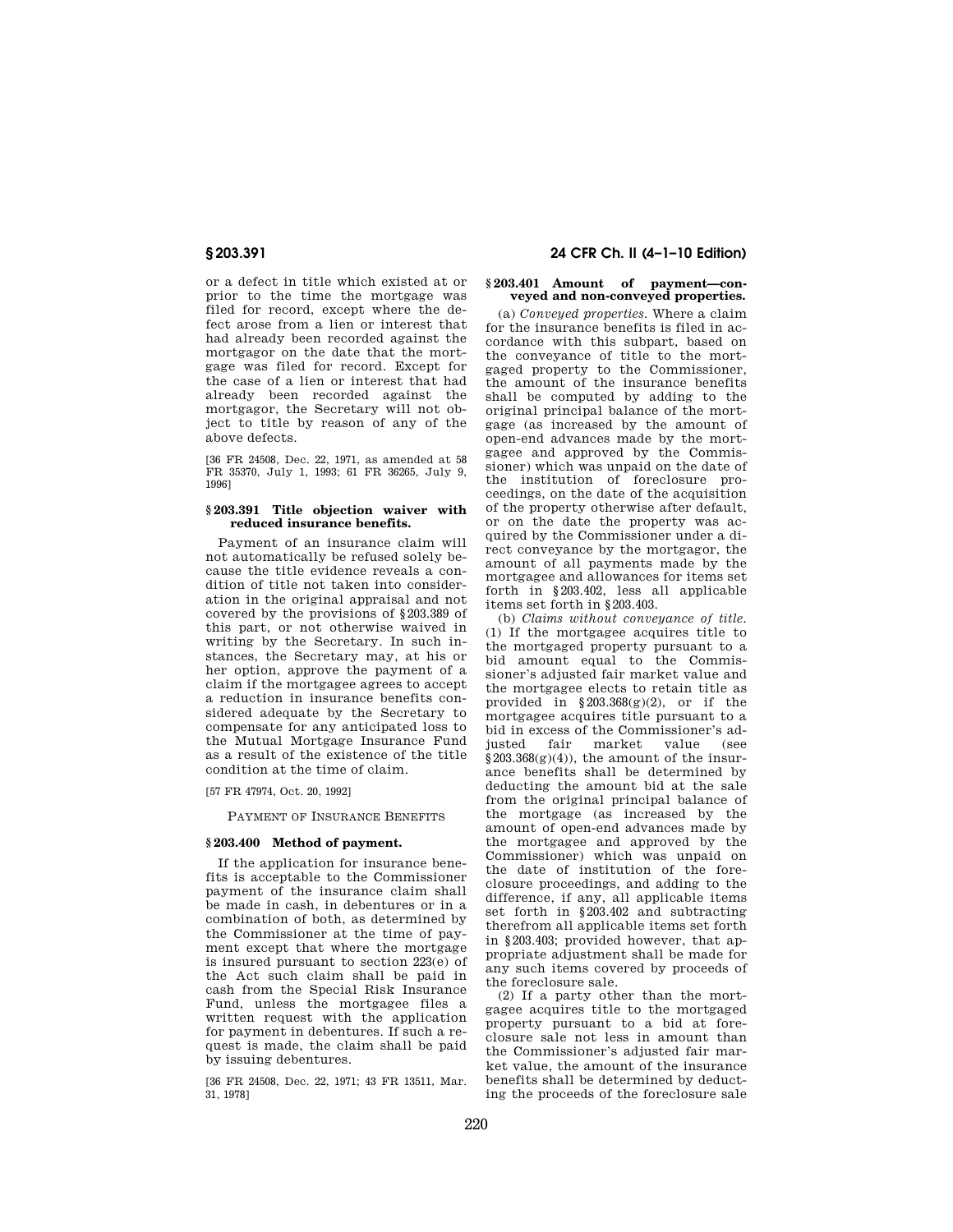or a defect in title which existed at or prior to the time the mortgage was filed for record, except where the defect arose from a lien or interest that had already been recorded against the mortgagor on the date that the mortgage was filed for record. Except for the case of a lien or interest that had already been recorded against the mortgagor, the Secretary will not object to title by reason of any of the above defects.

[36 FR 24508, Dec. 22, 1971, as amended at 58 FR 35370, July 1, 1993; 61 FR 36265, July 9, 1996]

### § 203.391 Title objection waiver with reduced insurance benefits.

Payment of an insurance claim will not automatically be refused solely because the title evidence reveals a condition of title not taken into consideration in the original appraisal and not covered by the provisions of § 203.389 of this part, or not otherwise waived in writing by the Secretary. In such instances, the Secretary may, at his or her option, approve the payment of a claim if the mortgagee agrees to accept a reduction in insurance benefits considered adequate by the Secretary to compensate for any anticipated loss to the Mutual Mortgage Insurance Fund as a result of the existence of the title condition at the time of claim.

[57 FR 47974, Oct. 20, 1992]

PAYMENT OF INSURANCE BENEFITS

### § 203.400 Method of payment.

If the application for insurance benefits is acceptable to the Commissioner payment of the insurance claim shall be made in cash, in debentures or in a combination of both, as determined by the Commissioner at the time of payment except that where the mortgage is insured pursuant to section 223(e) of the Act such claim shall be paid in cash from the Special Risk Insurance Fund, unless the mortgagee files a written request with the application for payment in debentures. If such a request is made, the claim shall be paid by issuing debentures.

[36 FR 24508, Dec. 22, 1971; 43 FR 13511, Mar. 31, 1978]

### § 203.401 Amount of payment—conveyed and non-conveyed properties.

(a) *Conveyed properties.* Where a claim for the insurance benefits is filed in accordance with this subpart, based on the conveyance of title to the mortgaged property to the Commissioner, the amount of the insurance benefits shall be computed by adding to the original principal balance of the mortgage (as increased by the amount of open-end advances made by the mortgagee and approved by the Commissioner) which was unpaid on the date of the institution of foreclosure proceedings, on the date of the acquisition of the property otherwise after default, or on the date the property was acquired by the Commissioner under a direct conveyance by the mortgagor, the amount of all payments made by the mortgagee and allowances for items set forth in § 203.402, less all applicable items set forth in § 203.403.

(b) *Claims without conveyance of title.* (1) If the mortgagee acquires title to the mortgaged property pursuant to a bid amount equal to the Commissioner's adjusted fair market value and the mortgagee elects to retain title as provided in § 203.368(g)(2), or if the mortgagee acquires title pursuant to a bid in excess of the Commissioner's adjusted fair market value (see § 203.368(g)(4)), the amount of the insurance benefits shall be determined by deducting the amount bid at the sale from the original principal balance of the mortgage (as increased by the amount of open-end advances made by the mortgagee and approved by the Commissioner) which was unpaid on the date of institution of the foreclosure proceedings, and adding to the difference, if any, all applicable items set forth in § 203.402 and subtracting therefrom all applicable items set forth in § 203.403; provided however, that appropriate adjustment shall be made for any such items covered by proceeds of the foreclosure sale.

(2) If a party other than the mortgagee acquires title to the mortgaged property pursuant to a bid at foreclosure sale not less in amount than the Commissioner's adjusted fair market value, the amount of the insurance benefits shall be determined by deducting the proceeds of the foreclosure sale